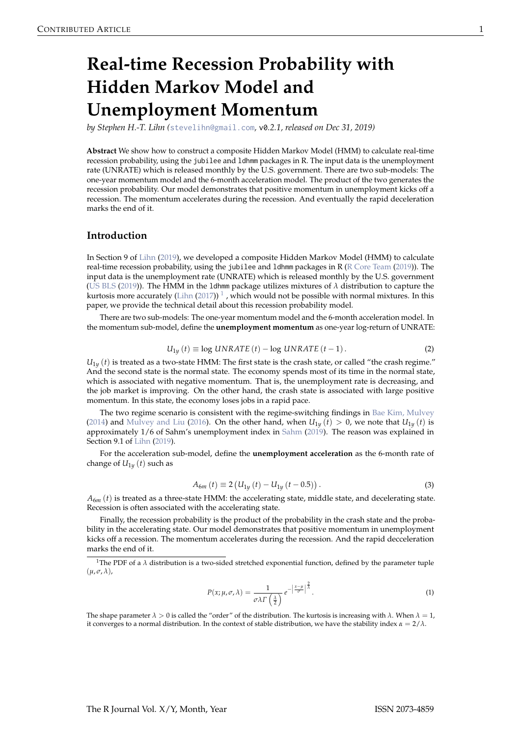# Real-time Recession Probability with Hidden Markov Model and Unemployment Momentum

*by Stephen H.-T. Lihn (stevelihn@gmail.com, v0.2.1, released on Dec 31, 2019)*

**Abstract** We show how to construct a composite Hidden Markov Model (HMM) to calculate real-time recession probability, using the jubilee and ldhmm packages in R. The input data is the unemployment rate (UNRATE) which is released monthly by the U.S. government. There are two sub-models: The one-year momentum model and the 6-month acceleration model. The product of the two generates the recession probability. Our model demonstrates that positive momentum in unemployment kicks off a recession. The momentum accelerates during the recession. And eventually the rapid deceleration marks the end of it.

## Introduction

In Section 9 of Lihn (2019), we developed a composite Hidden Markov Model (HMM) to calculate real-time recession probability, using the jubilee and ldhmm packages in R (R Core Team (2019)). The input data is the unemployment rate (UNRATE) which is released monthly by the U.S. government (US BLS (2019)). The HMM in the ldhmm package utilizes mixtures of $\lambda$ distribution to capture the kurtosis more accurately (Lihn (2017)) [1] , which would not be possible with normal mixtures. In this paper, we provide the technical detail about this recession probability model.

There are two sub-models: The one-year momentum model and the 6-month acceleration model. In the momentum sub-model, define the **unemployment momentum** as one-year log-return of UNRATE:

$$U_{1y}(t) \equiv \log UNRATE(t) - \log UNRATE(t-1). \tag{2}$$

$U_{1y}(t)$ is treated as a two-state HMM: The first state is the crash state, or called "the crash regime." And the second state is the normal state. The economy spends most of its time in the normal state, which is associated with negative momentum. That is, the unemployment rate is decreasing, and the job market is improving. On the other hand, the crash state is associated with large positive momentum. In this state, the economy loses jobs in a rapid pace.

The two regime scenario is consistent with the regime-switching findings in Bae Kim, Mulvey (2014) and Mulvey and Liu (2016). On the other hand, when $U_{1y}(t) > 0$, we note that $U_{1y}(t)$ is approximately 1/6 of Sahm's unemployment index in Sahm (2019). The reason was explained in Section 9.1 of Lihn (2019).

For the acceleration sub-model, define the **unemployment acceleration** as the 6-month rate of change of $U_{1y}(t)$ such as

$$A_{6m}(t) \equiv 2\left(U_{1y}(t) - U_{1y}(t-0.5)\right). \tag{3}$$

$A_{6m}(t)$ is treated as a three-state HMM: the accelerating state, middle state, and decelerating state. Recession is often associated with the accelerating state.

Finally, the recession probability is the product of the probability in the crash state and the probability in the accelerating state. Our model demonstrates that positive momentum in unemployment kicks off a recession. The momentum accelerates during the recession. And the rapid decceleration marks the end of it.

[1] The PDF of a $\lambda$ distribution is a two-sided stretched exponential function, defined by the parameter tuple $(\mu, \sigma, \lambda)$,

$$P(x; \mu, \sigma, \lambda) = \frac{1}{\sigma \lambda \Gamma\left(\frac{\lambda}{2}\right)} e^{-\left|\frac{x-\mu}{\sigma}\right|^{\frac{2}{\lambda}}}. \tag{1}$$

The shape parameter $\lambda > 0$ is called the "order" of the distribution. The kurtosis is increasing with $\lambda$. When $\lambda = 1$, it converges to a normal distribution. In the context of stable distribution, we have the stability index $\alpha = 2/\lambda$.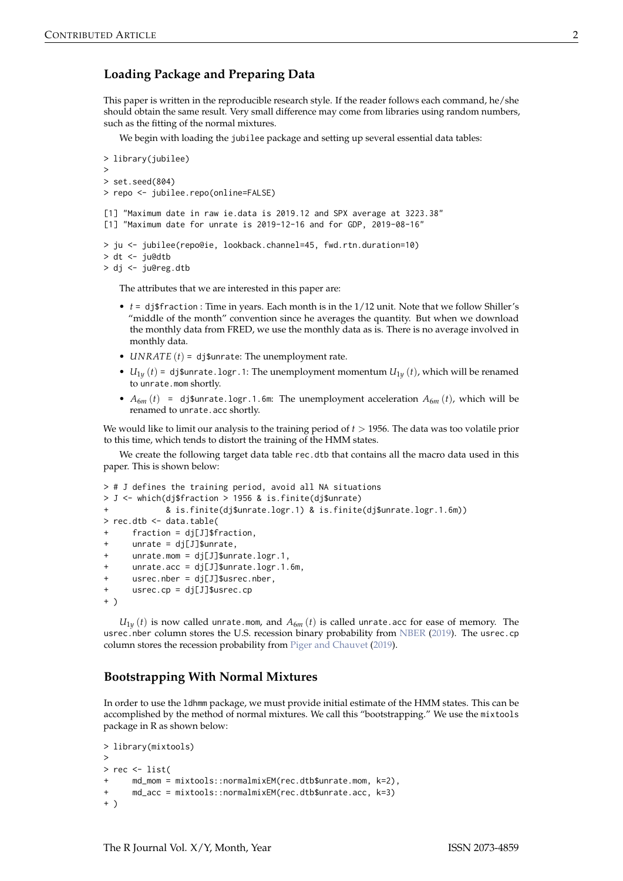## Loading Package and Preparing Data

This paper is written in the reproducible research style. If the reader follows each command, he/she should obtain the same result. Very small difference may come from libraries using random numbers, such as the fitting of the normal mixtures.

We begin with loading the `jubilee` package and setting up several essential data tables:

```
> library(jubilee)
>
> set.seed(804)
> repo <- jubilee.repo(online=FALSE)

[1] "Maximum date in raw ie.data is 2019.12 and SPX average at 3223.38"
[1] "Maximum date for unrate is 2019-12-16 and for GDP, 2019-08-16"

> ju <- jubilee(repo@ie, lookback.channel=45, fwd.rtn.duration=10)
> dt <- ju@dtb
> dj <- ju@reg.dtb
```

The attributes that we are interested in this paper are:

- $t$ = `dj$fraction` : Time in years. Each month is in the 1/12 unit. Note that we follow Shiller's "middle of the month" convention since he averages the quantity. But when we download the monthly data from FRED, we use the monthly data as is. There is no average involved in monthly data.
- $UNRATE\,(t)$ = `dj$unrate`: The unemployment rate.
- $U_{1y}\,(t)$ = `dj$unrate.logr.1`: The unemployment momentum $U_{1y}\,(t)$, which will be renamed to `unrate.mom` shortly.
- $A_{6m}\,(t)$ = `dj$unrate.logr.1.6m`: The unemployment acceleration $A_{6m}\,(t)$, which will be renamed to `unrate.acc` shortly.

We would like to limit our analysis to the training period of $t > 1956$. The data was too volatile prior to this time, which tends to distort the training of the HMM states.

We create the following target data table `rec.dtb` that contains all the macro data used in this paper. This is shown below:

```
> # J defines the training period, avoid all NA situations
> J <- which(dj$fraction > 1956 & is.finite(dj$unrate)
+           & is.finite(dj$unrate.logr.1) & is.finite(dj$unrate.logr.1.6m))
> rec.dtb <- data.table(
+     fraction = dj[J]$fraction,
+     unrate = dj[J]$unrate,
+     unrate.mom = dj[J]$unrate.logr.1,
+     unrate.acc = dj[J]$unrate.logr.1.6m,
+     usrec.nber = dj[J]$usrec.nber,
+     usrec.cp = dj[J]$usrec.cp
+ )
```

$U_{1y}\,(t)$ is now called `unrate.mom`, and $A_{6m}\,(t)$ is called `unrate.acc` for ease of memory. The `usrec.nber` column stores the U.S. recession binary probability from NBER (2019). The `usrec.cp` column stores the recession probability from Piger and Chauvet (2019).

## Bootstrapping With Normal Mixtures

In order to use the `ldhmm` package, we must provide initial estimate of the HMM states. This can be accomplished by the method of normal mixtures. We call this "bootstrapping." We use the `mixtools` package in R as shown below:

```
> library(mixtools)
>
> rec <- list(
+     md_mom = mixtools::normalmixEM(rec.dtb$unrate.mom, k=2),
+     md_acc = mixtools::normalmixEM(rec.dtb$unrate.acc, k=3)
+ )
```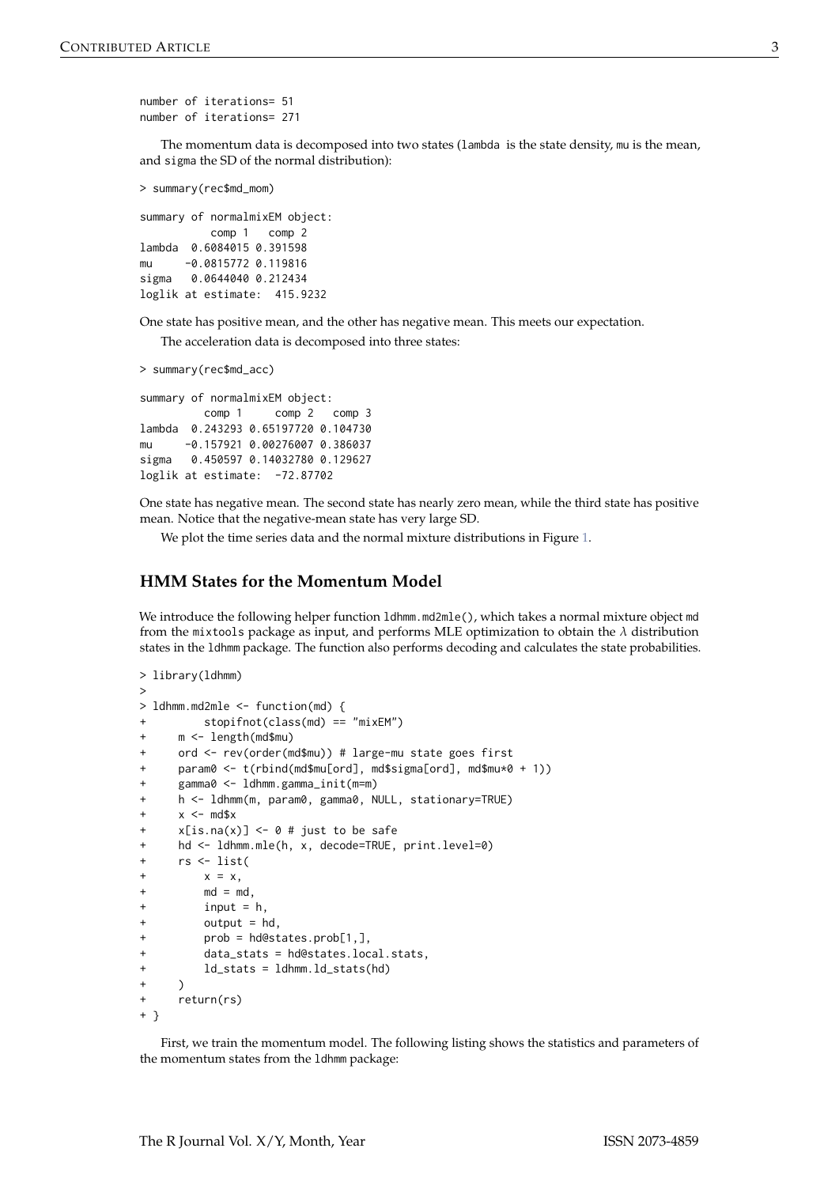```
number of iterations= 51
number of iterations= 271
```

The momentum data is decomposed into two states (lambda is the state density, mu is the mean, and sigma the SD of the normal distribution):

```
> summary(rec$md_mom)

summary of normalmixEM object:
          comp 1    comp 2
lambda  0.6084015 0.391598
mu     -0.0815772 0.119816
sigma   0.0644040 0.212434
loglik at estimate:  415.9232
```

One state has positive mean, and the other has negative mean. This meets our expectation.

The acceleration data is decomposed into three states:

```
> summary(rec$md_acc)

summary of normalmixEM object:
         comp 1     comp 2    comp 3
lambda  0.243293 0.65197720 0.104730
mu     -0.157921 0.00276007 0.386037
sigma   0.450597 0.14032780 0.129627
loglik at estimate:  -72.87702
```

One state has negative mean. The second state has nearly zero mean, while the third state has positive mean. Notice that the negative-mean state has very large SD.

We plot the time series data and the normal mixture distributions in Figure 1.

## HMM States for the Momentum Model

We introduce the following helper function ldhmm.md2mle(), which takes a normal mixture object md from the mixtools package as input, and performs MLE optimization to obtain the $\lambda$ distribution states in the ldhmm package. The function also performs decoding and calculates the state probabilities.

```
> library(ldhmm)
>
> ldhmm.md2mle <- function(md) {
+         stopifnot(class(md) == "mixEM")
+     m <- length(md$mu)
+     ord <- rev(order(md$mu)) # large-mu state goes first
+     param0 <- t(rbind(md$mu[ord], md$sigma[ord], md$mu*0 + 1))
+     gamma0 <- ldhmm.gamma_init(m=m)
+     h <- ldhmm(m, param0, gamma0, NULL, stationary=TRUE)
+     x <- md$x
+     x[is.na(x)] <- 0 # just to be safe
+     hd <- ldhmm.mle(h, x, decode=TRUE, print.level=0)
+     rs <- list(
+         x = x,
+         md = md,
+         input = h,
+         output = hd,
+         prob = hd@states.prob[1,],
+         data_stats = hd@states.local.stats,
+         ld_stats = ldhmm.ld_stats(hd)
+     )
+     return(rs)
+ }
```

First, we train the momentum model. The following listing shows the statistics and parameters of the momentum states from the ldhmm package: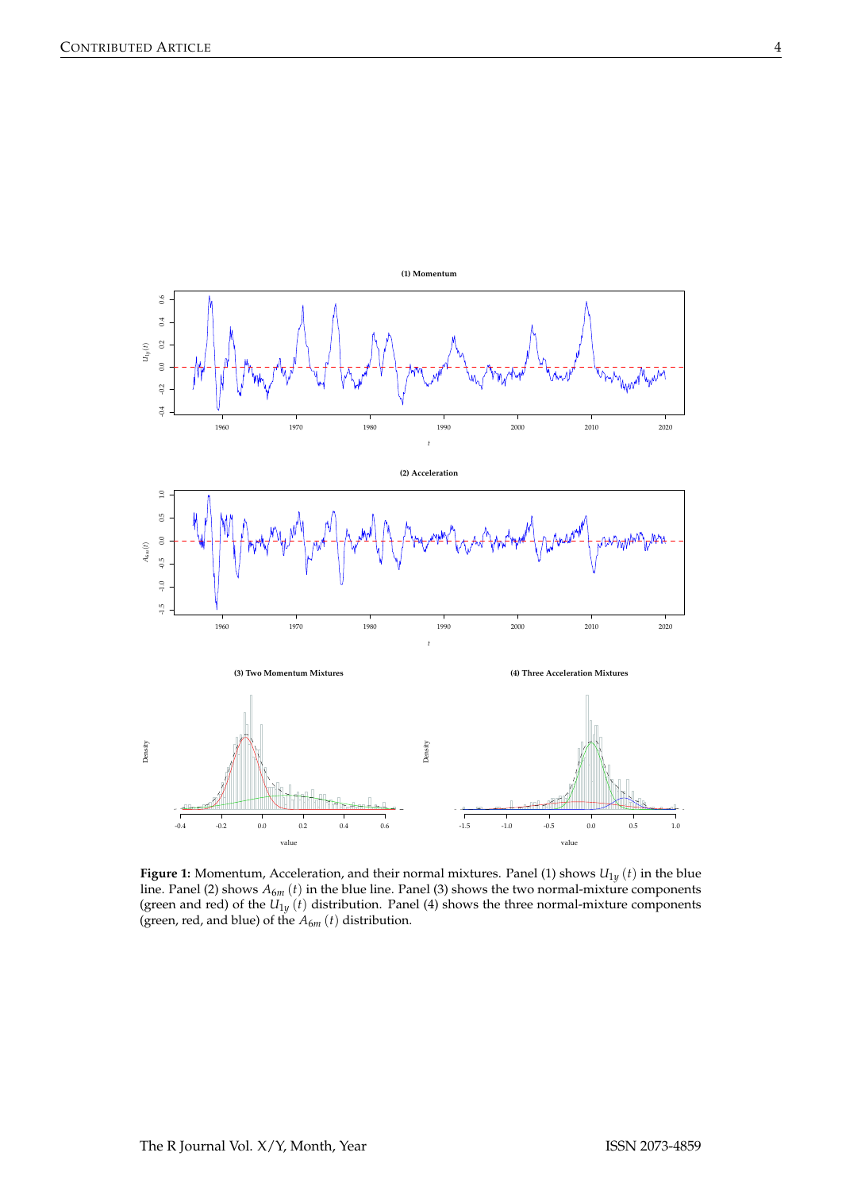**Figure 1:** Momentum, Acceleration, and their normal mixtures. Panel (1) shows $U_{1y}(t)$ in the blue line. Panel (2) shows $A_{6m}(t)$ in the blue line. Panel (3) shows the two normal-mixture components (green and red) of the $U_{1y}(t)$ distribution. Panel (4) shows the three normal-mixture components (green, red, and blue) of the $A_{6m}(t)$ distribution.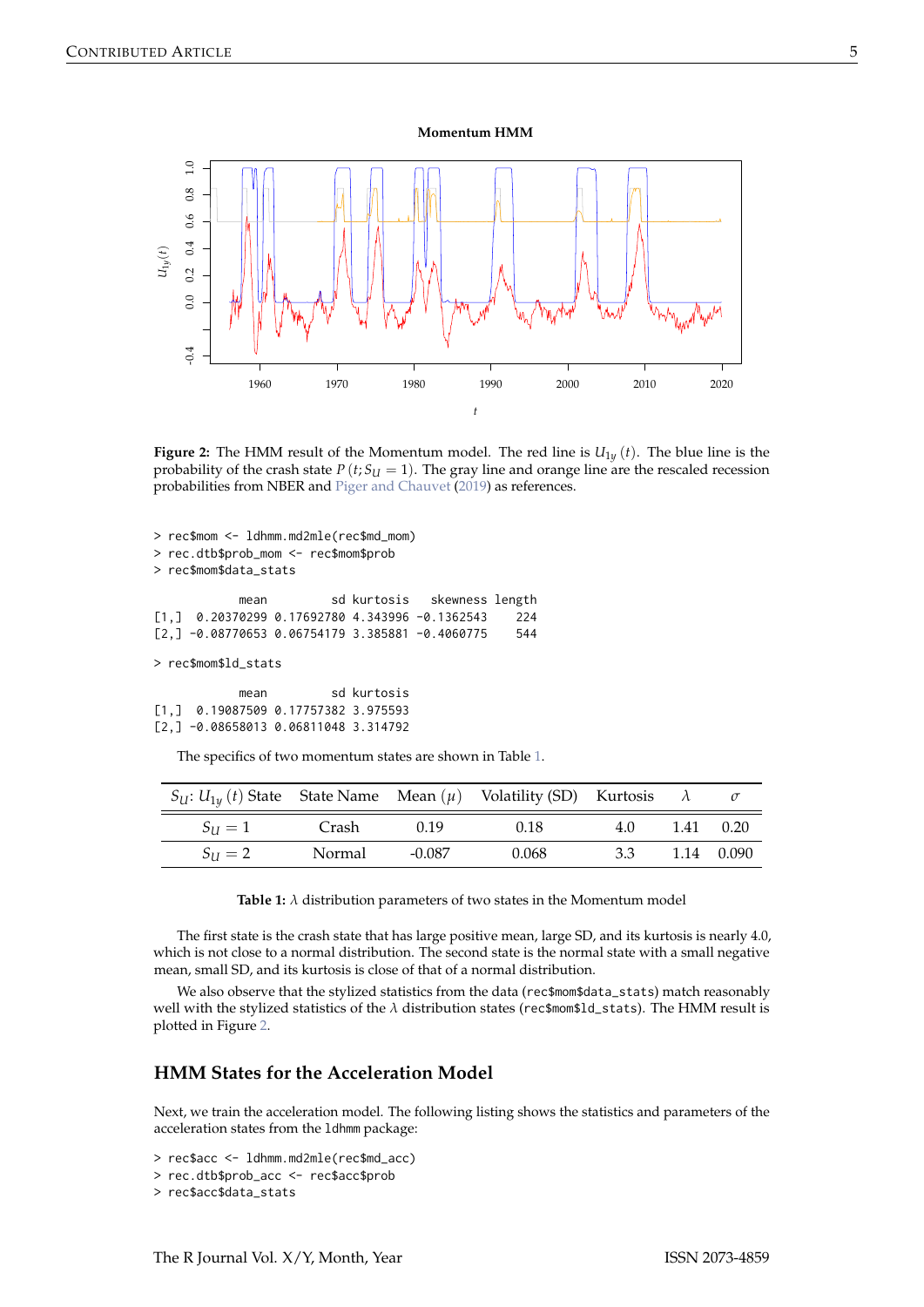Figure 2: The HMM result of the Momentum model. The red line is $U_{1y}(t)$. The blue line is the probability of the crash state $P(t; S_U = 1)$. The gray line and orange line are the rescaled recession probabilities from NBER and Piger and Chauvet (2019) as references.

```
> rec$mom <- ldhmm.md2mle(rec$md_mom)
> rec.dtb$prob_mom <- rec$mom$prob
> rec$mom$data_stats

           mean         sd kurtosis   skewness length
[1,]  0.20370299 0.17692780 4.343996 -0.1362543    224
[2,] -0.08770653 0.06754179 3.385881 -0.4060775    544

> rec$mom$ld_stats

           mean         sd kurtosis
[1,]  0.19087509 0.17757382 3.975593
[2,] -0.08658013 0.06811048 3.314792
```

The specifics of two momentum states are shown in Table 1.

| $S_U$: $U_{1y}(t)$ State | State Name | Mean ($\mu$) | Volatility (SD) | Kurtosis | $\lambda$ | $\sigma$ |
|---|---|---|---|---|---|---|
| $S_U = 1$ | Crash | 0.19 | 0.18 | 4.0 | 1.41 | 0.20 |
| $S_U = 2$ | Normal | -0.087 | 0.068 | 3.3 | 1.14 | 0.090 |

**Table 1:** $\lambda$ distribution parameters of two states in the Momentum model

The first state is the crash state that has large positive mean, large SD, and its kurtosis is nearly 4.0, which is not close to a normal distribution. The second state is the normal state with a small negative mean, small SD, and its kurtosis is close of that of a normal distribution.

We also observe that the stylized statistics from the data (`rec$mom$data_stats`) match reasonably well with the stylized statistics of the $\lambda$ distribution states (`rec$mom$ld_stats`). The HMM result is plotted in Figure 2.

## HMM States for the Acceleration Model

Next, we train the acceleration model. The following listing shows the statistics and parameters of the acceleration states from the `ldhmm` package:

```
> rec$acc <- ldhmm.md2mle(rec$md_acc)
> rec.dtb$prob_acc <- rec$acc$prob
> rec$acc$data_stats
```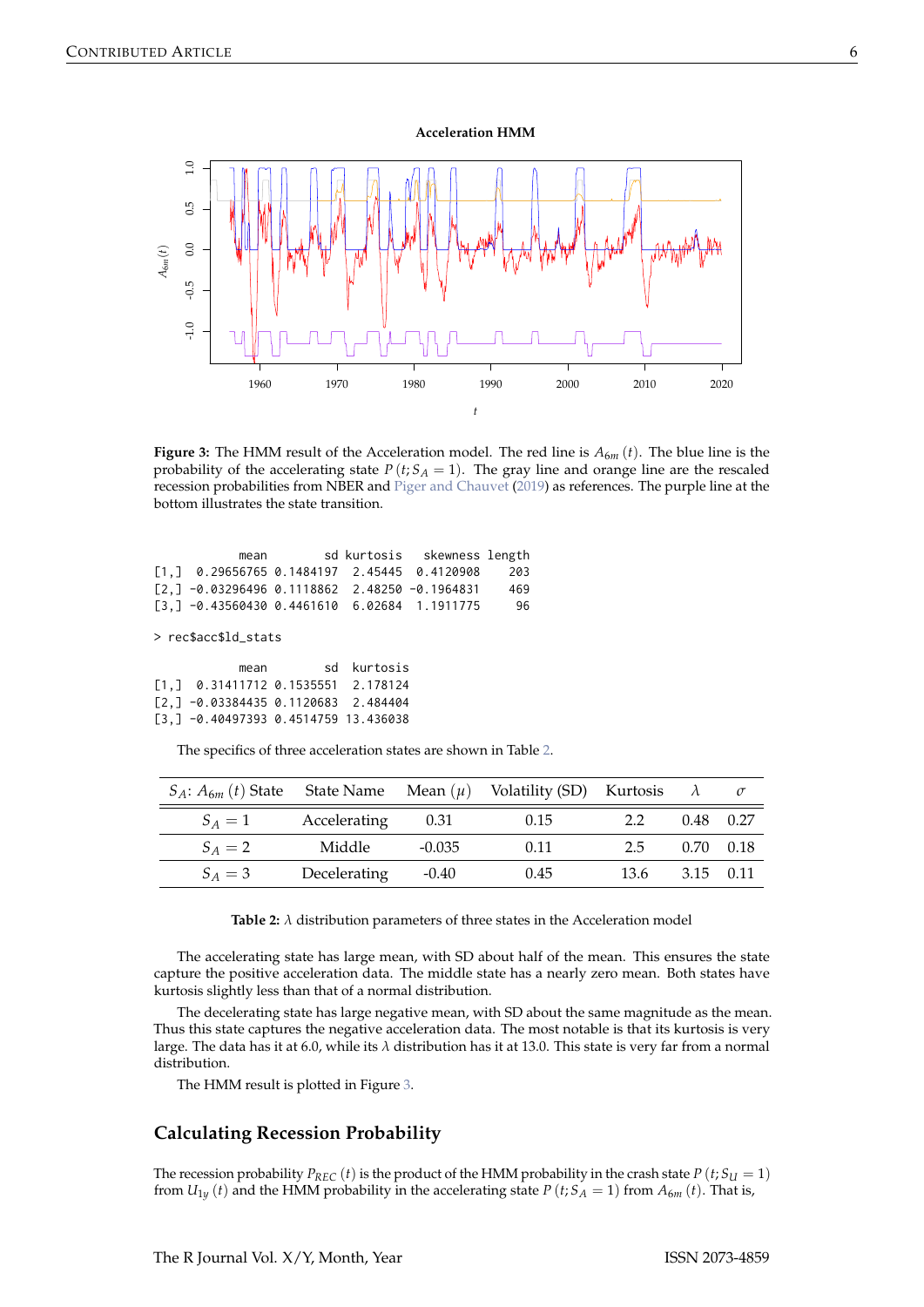Figure 3: The HMM result of the Acceleration model. The red line is $A_{6m}(t)$. The blue line is the probability of the accelerating state $P(t; S_A = 1)$. The gray line and orange line are the rescaled recession probabilities from NBER and Piger and Chauvet (2019) as references. The purple line at the bottom illustrates the state transition.

```
            mean        sd kurtosis   skewness length
[1,]  0.29656765 0.1484197  2.45445  0.4120908    203
[2,] -0.03296496 0.1118862  2.48250 -0.1964831    469
[3,] -0.43560430 0.4461610  6.02684  1.1911775     96

> rec$acc$ld_stats

            mean        sd  kurtosis
[1,]  0.31411712 0.1535551  2.178124
[2,] -0.03384435 0.1120683  2.484404
[3,] -0.40497393 0.4514759 13.436038
```

The specifics of three acceleration states are shown in Table 2.

| $S_A$: $A_{6m}(t)$ State | State Name | Mean ($\mu$) | Volatility (SD) | Kurtosis | $\lambda$ | $\sigma$ |
|---|---|---|---|---|---|---|
| $S_A = 1$ | Accelerating | 0.31 | 0.15 | 2.2 | 0.48 | 0.27 |
| $S_A = 2$ | Middle | -0.035 | 0.11 | 2.5 | 0.70 | 0.18 |
| $S_A = 3$ | Decelerating | -0.40 | 0.45 | 13.6 | 3.15 | 0.11 |

**Table 2:** $\lambda$ distribution parameters of three states in the Acceleration model

The accelerating state has large mean, with SD about half of the mean. This ensures the state capture the positive acceleration data. The middle state has a nearly zero mean. Both states have kurtosis slightly less than that of a normal distribution.

The decelerating state has large negative mean, with SD about the same magnitude as the mean. Thus this state captures the negative acceleration data. The most notable is that its kurtosis is very large. The data has it at 6.0, while its $\lambda$ distribution has it at 13.0. This state is very far from a normal distribution.

The HMM result is plotted in Figure 3.

## Calculating Recession Probability

The recession probability $P_{REC}(t)$ is the product of the HMM probability in the crash state $P(t; S_U = 1)$ from $U_{1y}(t)$ and the HMM probability in the accelerating state $P(t; S_A = 1)$ from $A_{6m}(t)$. That is,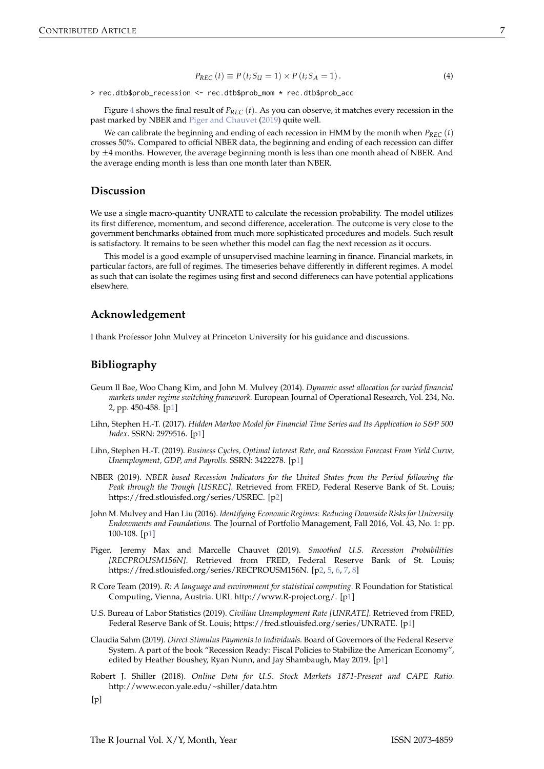$$P_{REC}(t) \equiv P(t; S_U = 1) \times P(t; S_A = 1). \tag{4}$$

```
> rec.dtb$prob_recession <- rec.dtb$prob_mom * rec.dtb$prob_acc
```

Figure 4 shows the final result of $P_{REC}(t)$. As you can observe, it matches every recession in the past marked by NBER and Piger and Chauvet (2019) quite well.

We can calibrate the beginning and ending of each recession in HMM by the month when $P_{REC}(t)$ crosses 50%. Compared to official NBER data, the beginning and ending of each recession can differ by $\pm 4$ months. However, the average beginning month is less than one month ahead of NBER. And the average ending month is less than one month later than NBER.

## Discussion

We use a single macro-quantity UNRATE to calculate the recession probability. The model utilizes its first difference, momentum, and second difference, acceleration. The outcome is very close to the government benchmarks obtained from much more sophisticated procedures and models. Such result is satisfactory. It remains to be seen whether this model can flag the next recession as it occurs.

This model is a good example of unsupervised machine learning in finance. Financial markets, in particular factors, are full of regimes. The timeseries behave differently in different regimes. A model as such that can isolate the regimes using first and second differenecs can have potential applications elsewhere.

## Acknowledgement

I thank Professor John Mulvey at Princeton University for his guidance and discussions.

## Bibliography

Geum Il Bae, Woo Chang Kim, and John M. Mulvey (2014). *Dynamic asset allocation for varied financial markets under regime switching framework.* European Journal of Operational Research, Vol. 234, No. 2, pp. 450-458. [p1]

Lihn, Stephen H.-T. (2017). *Hidden Markov Model for Financial Time Series and Its Application to S&P 500 Index.* SSRN: 2979516. [p1]

Lihn, Stephen H.-T. (2019). *Business Cycles, Optimal Interest Rate, and Recession Forecast From Yield Curve, Unemployment, GDP, and Payrolls.* SSRN: 3422278. [p1]

NBER (2019). *NBER based Recession Indicators for the United States from the Period following the Peak through the Trough [USREC].* Retrieved from FRED, Federal Reserve Bank of St. Louis; https://fred.stlouisfed.org/series/USREC. [p2]

John M. Mulvey and Han Liu (2016). *Identifying Economic Regimes: Reducing Downside Risks for University Endowments and Foundations.* The Journal of Portfolio Management, Fall 2016, Vol. 43, No. 1: pp. 100-108. [p1]

Piger, Jeremy Max and Marcelle Chauvet (2019). *Smoothed U.S. Recession Probabilities [RECPROUSM156N].* Retrieved from FRED, Federal Reserve Bank of St. Louis; https://fred.stlouisfed.org/series/RECPROUSM156N. [p2, 5, 6, 7, 8]

R Core Team (2019). *R: A language and environment for statistical computing.* R Foundation for Statistical Computing, Vienna, Austria. URL http://www.R-project.org/. [p1]

U.S. Bureau of Labor Statistics (2019). *Civilian Unemployment Rate [UNRATE].* Retrieved from FRED, Federal Reserve Bank of St. Louis; https://fred.stlouisfed.org/series/UNRATE. [p1]

Claudia Sahm (2019). *Direct Stimulus Payments to Individuals.* Board of Governors of the Federal Reserve System. A part of the book "Recession Ready: Fiscal Policies to Stabilize the American Economy", edited by Heather Boushey, Ryan Nunn, and Jay Shambaugh, May 2019. [p1]

Robert J. Shiller (2018). *Online Data for U.S. Stock Markets 1871-Present and CAPE Ratio.* http://www.econ.yale.edu/~shiller/data.htm

[p]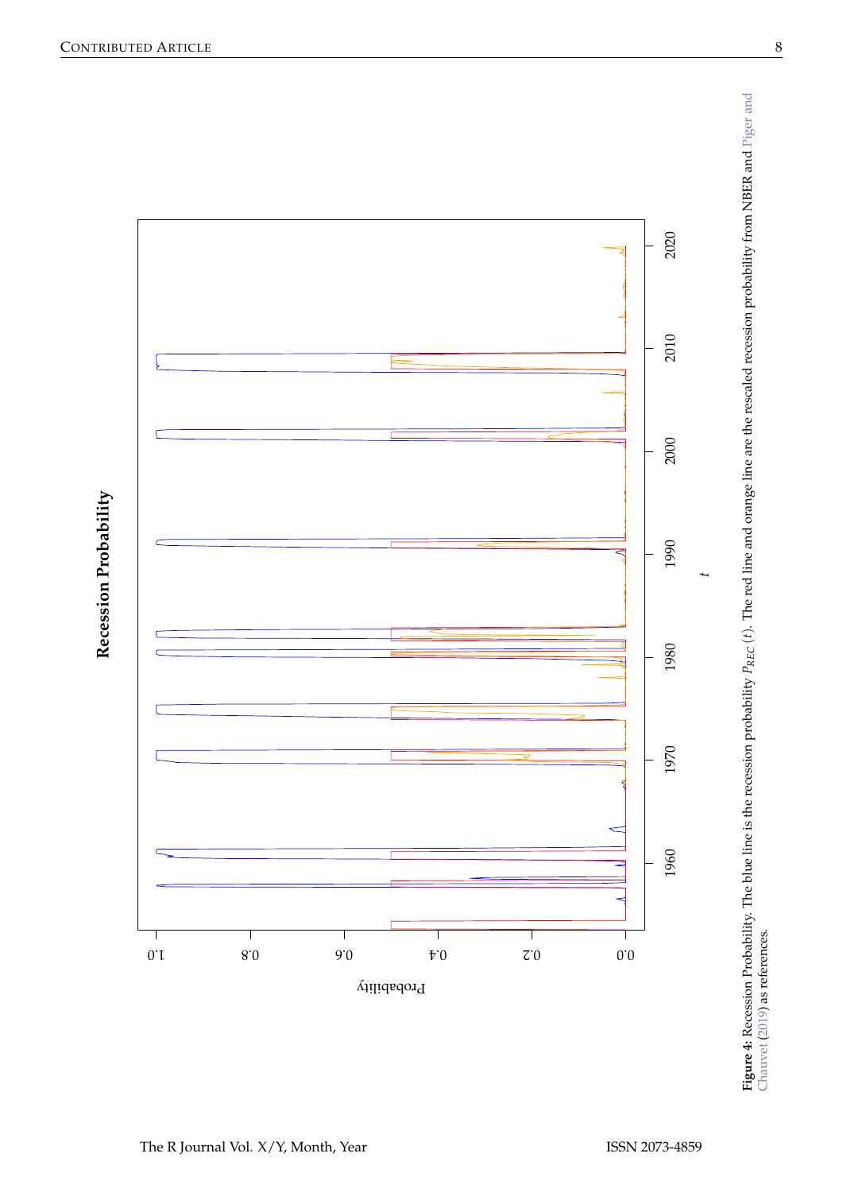Recession Probability

Probability

1.0
0.8
0.6
0.4
0.2
0.0

1960
1970
1980
1990
2000
2010
2020

$t$

**Figure 4:** Recession Probability. The blue line is the recession probability $P_{REC}(t)$. The red line and orange line are the rescaled recession probability from NBER and Piger and Chauvet (2019) as references.